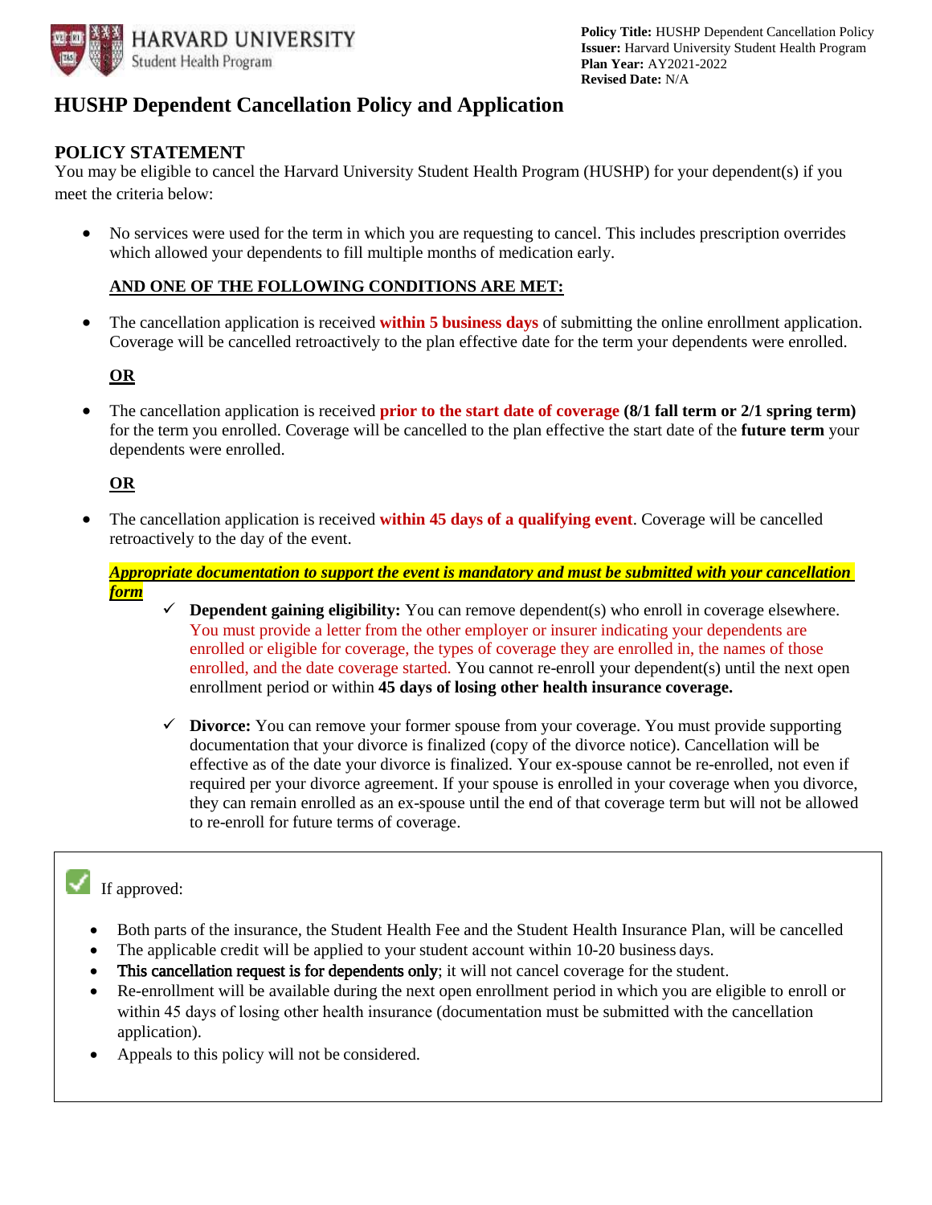HARVARD UNIVERSITY
Student Health Program

**Policy Title:** HUSHP Dependent Cancellation Policy
**Issuer:** Harvard University Student Health Program
**Plan Year:** AY2021-2022
**Revised Date:** N/A

# HUSHP Dependent Cancellation Policy and Application

## POLICY STATEMENT

You may be eligible to cancel the Harvard University Student Health Program (HUSHP) for your dependent(s) if you meet the criteria below:

- No services were used for the term in which you are requesting to cancel. This includes prescription overrides which allowed your dependents to fill multiple months of medication early.

  **AND ONE OF THE FOLLOWING CONDITIONS ARE MET:**

- The cancellation application is received **within 5 business days** of submitting the online enrollment application. Coverage will be cancelled retroactively to the plan effective date for the term your dependents were enrolled.

  **OR**

- The cancellation application is received **prior to the start date of coverage** **(8/1 fall term or 2/1 spring term)** for the term you enrolled. Coverage will be cancelled to the plan effective the start date of the **future term** your dependents were enrolled.

  **OR**

- The cancellation application is received **within 45 days of a qualifying event**. Coverage will be cancelled retroactively to the day of the event.

  ***Appropriate documentation to support the event is mandatory and must be submitted with your cancellation form***

  - ✓ **Dependent gaining eligibility:** You can remove dependent(s) who enroll in coverage elsewhere. You must provide a letter from the other employer or insurer indicating your dependents are enrolled or eligible for coverage, the types of coverage they are enrolled in, the names of those enrolled, and the date coverage started. You cannot re-enroll your dependent(s) until the next open enrollment period or within **45 days of losing other health insurance coverage.**

  - ✓ **Divorce:** You can remove your former spouse from your coverage. You must provide supporting documentation that your divorce is finalized (copy of the divorce notice). Cancellation will be effective as of the date your divorce is finalized. Your ex-spouse cannot be re-enrolled, not even if required per your divorce agreement. If your spouse is enrolled in your coverage when you divorce, they can remain enrolled as an ex-spouse until the end of that coverage term but will not be allowed to re-enroll for future terms of coverage.

---

✓ If approved:

- Both parts of the insurance, the Student Health Fee and the Student Health Insurance Plan, will be cancelled
- The applicable credit will be applied to your student account within 10-20 business days.
- This cancellation request is for dependents only; it will not cancel coverage for the student.
- Re-enrollment will be available during the next open enrollment period in which you are eligible to enroll or within 45 days of losing other health insurance (documentation must be submitted with the cancellation application).
- Appeals to this policy will not be considered.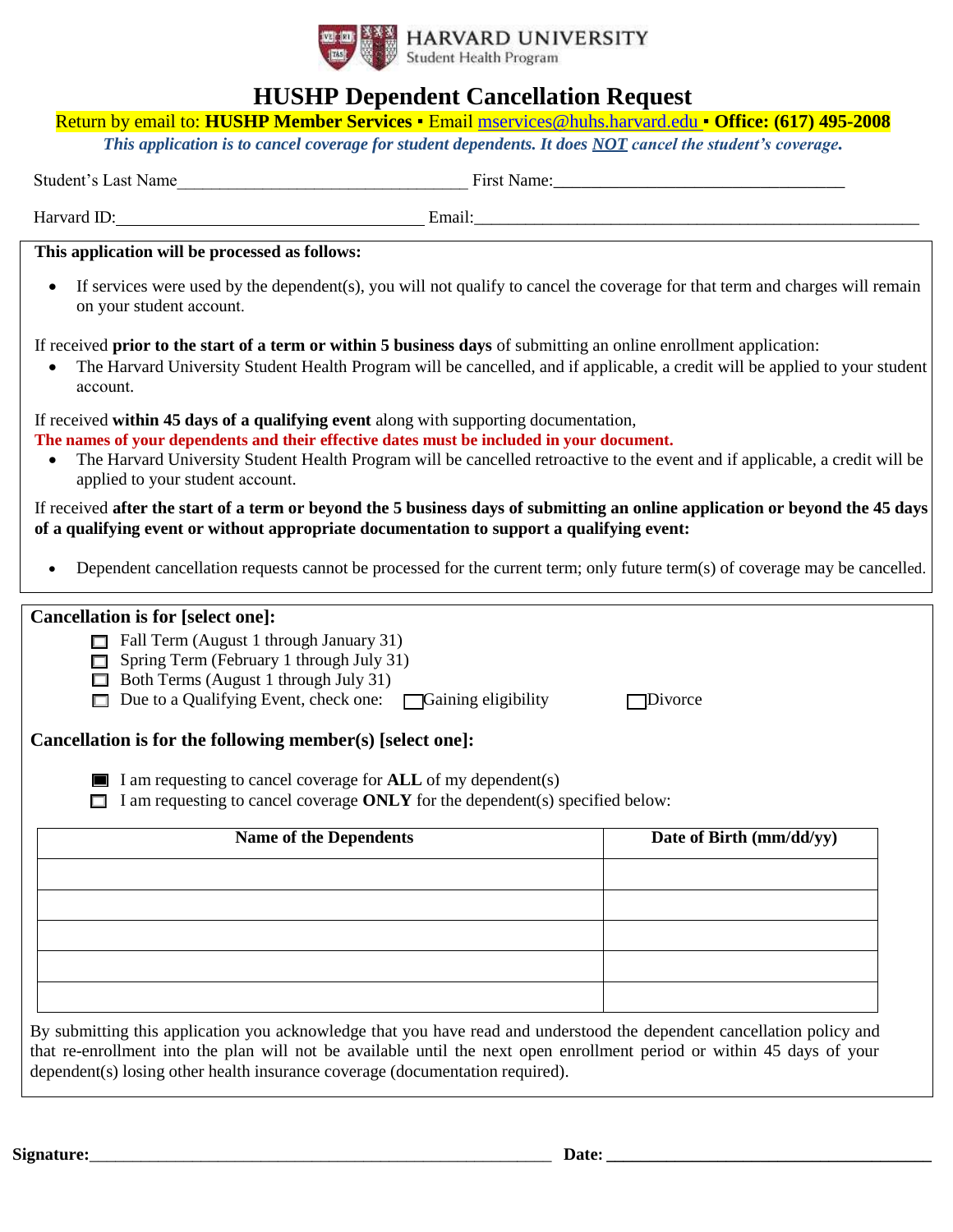HARVARD UNIVERSITY
Student Health Program

# HUSHP Dependent Cancellation Request

Return by email to: **HUSHP Member Services** ▪ Email mservices@huhs.harvard.edu ▪ **Office: (617) 495-2008**

***This application is to cancel coverage for student dependents. It does NOT cancel the student's coverage.***

Student's Last Name_______________________________ First Name:_______________________________

Harvard ID:_______________________________ Email:_______________________________

**This application will be processed as follows:**

- If services were used by the dependent(s), you will not qualify to cancel the coverage for that term and charges will remain on your student account.

If received **prior to the start of a term or within 5 business days** of submitting an online enrollment application:

- The Harvard University Student Health Program will be cancelled, and if applicable, a credit will be applied to your student account.

If received **within 45 days of a qualifying event** along with supporting documentation,
**The names of your dependents and their effective dates must be included in your document.**

- The Harvard University Student Health Program will be cancelled retroactive to the event and if applicable, a credit will be applied to your student account.

If received **after the start of a term or beyond the 5 business days of submitting an online application or beyond the 45 days of a qualifying event or without appropriate documentation to support a qualifying event:**

- Dependent cancellation requests cannot be processed for the current term; only future term(s) of coverage may be cancelled.

**Cancellation is for [select one]:**

- ☐ Fall Term (August 1 through January 31)
- ☐ Spring Term (February 1 through July 31)
- ☐ Both Terms (August 1 through July 31)
- ☐ Due to a Qualifying Event, check one: ☐ Gaining eligibility ☐ Divorce

**Cancellation is for the following member(s) [select one]:**

- ■ I am requesting to cancel coverage for **ALL** of my dependent(s)
- ☐ I am requesting to cancel coverage **ONLY** for the dependent(s) specified below:

| Name of the Dependents | Date of Birth (mm/dd/yy) |
|---|---|
| | |
| | |
| | |
| | |
| | |

By submitting this application you acknowledge that you have read and understood the dependent cancellation policy and that re-enrollment into the plan will not be available until the next open enrollment period or within 45 days of your dependent(s) losing other health insurance coverage (documentation required).

**Signature:**_______________________________ **Date:** _______________________________